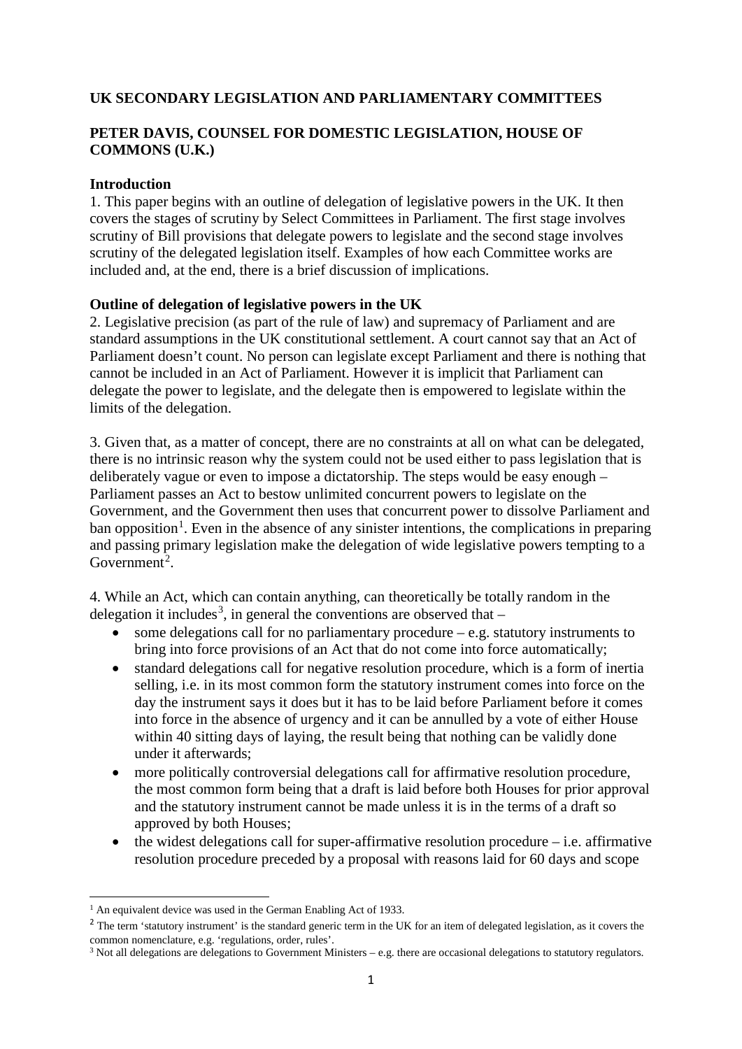**UK SECONDARY LEGISLATION AND PARLIAMENTARY COMMITTEES**

**PETER DAVIS, COUNSEL FOR DOMESTIC LEGISLATION, HOUSE OF COMMONS (U.K.)**

**Introduction**

1. This paper begins with an outline of delegation of legislative powers in the UK. It then covers the stages of scrutiny by Select Committees in Parliament. The first stage involves scrutiny of Bill provisions that delegate powers to legislate and the second stage involves scrutiny of the delegated legislation itself. Examples of how each Committee works are included and, at the end, there is a brief discussion of implications.

**Outline of delegation of legislative powers in the UK**

2. Legislative precision (as part of the rule of law) and supremacy of Parliament and are standard assumptions in the UK constitutional settlement. A court cannot say that an Act of Parliament doesn't count. No person can legislate except Parliament and there is nothing that cannot be included in an Act of Parliament. However it is implicit that Parliament can delegate the power to legislate, and the delegate then is empowered to legislate within the limits of the delegation.

3. Given that, as a matter of concept, there are no constraints at all on what can be delegated, there is no intrinsic reason why the system could not be used either to pass legislation that is deliberately vague or even to impose a dictatorship. The steps would be easy enough – Parliament passes an Act to bestow unlimited concurrent powers to legislate on the Government, and the Government then uses that concurrent power to dissolve Parliament and ban opposition[1]. Even in the absence of any sinister intentions, the complications in preparing and passing primary legislation make the delegation of wide legislative powers tempting to a Government[2].

4. While an Act, which can contain anything, can theoretically be totally random in the delegation it includes[3], in general the conventions are observed that –

- some delegations call for no parliamentary procedure – e.g. statutory instruments to bring into force provisions of an Act that do not come into force automatically;
- standard delegations call for negative resolution procedure, which is a form of inertia selling, i.e. in its most common form the statutory instrument comes into force on the day the instrument says it does but it has to be laid before Parliament before it comes into force in the absence of urgency and it can be annulled by a vote of either House within 40 sitting days of laying, the result being that nothing can be validly done under it afterwards;
- more politically controversial delegations call for affirmative resolution procedure, the most common form being that a draft is laid before both Houses for prior approval and the statutory instrument cannot be made unless it is in the terms of a draft so approved by both Houses;
- the widest delegations call for super-affirmative resolution procedure – i.e. affirmative resolution procedure preceded by a proposal with reasons laid for 60 days and scope

---

[1] An equivalent device was used in the German Enabling Act of 1933.

[2] The term 'statutory instrument' is the standard generic term in the UK for an item of delegated legislation, as it covers the common nomenclature, e.g. 'regulations, order, rules'.

[3] Not all delegations are delegations to Government Ministers – e.g. there are occasional delegations to statutory regulators.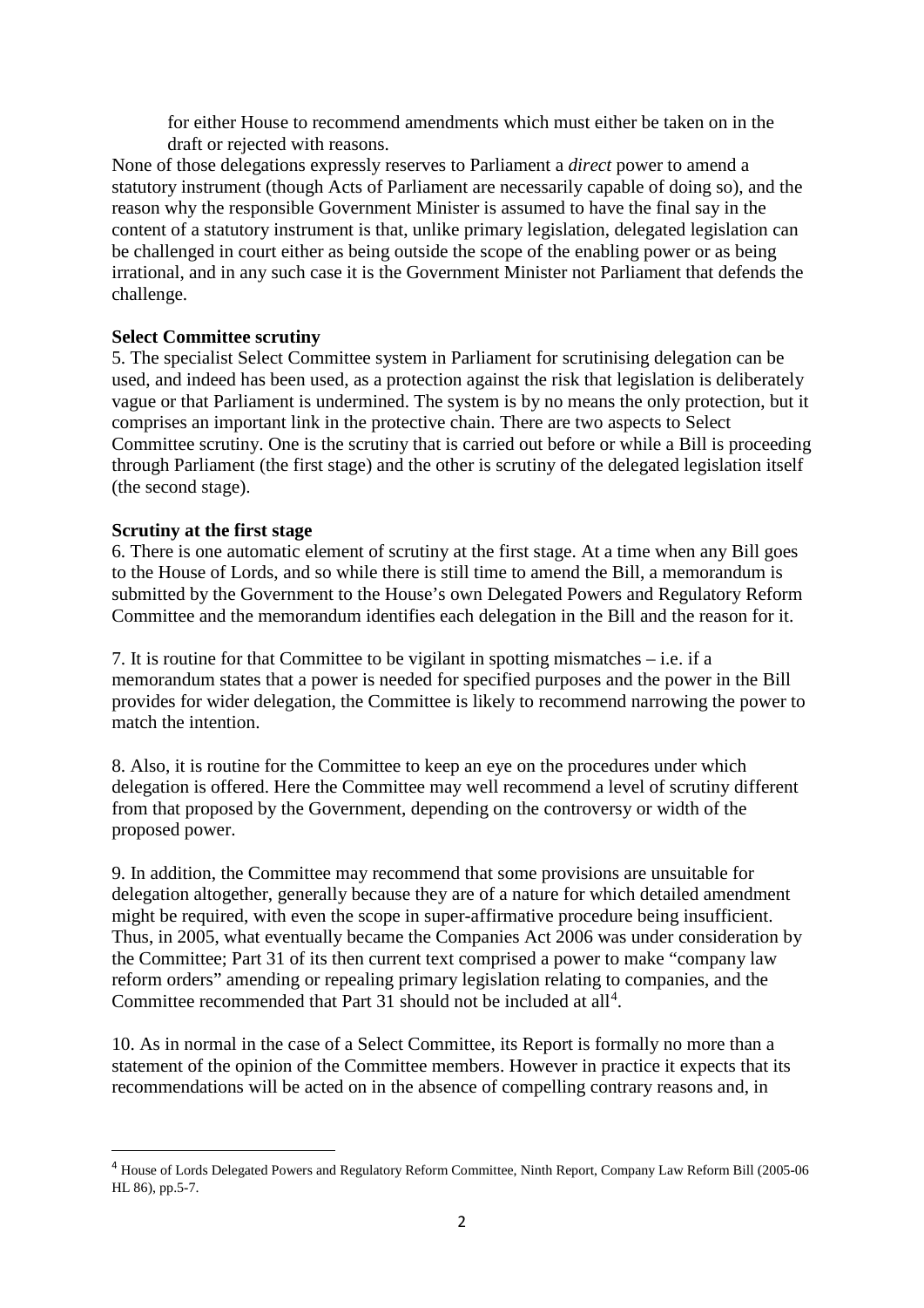for either House to recommend amendments which must either be taken on in the draft or rejected with reasons.

None of those delegations expressly reserves to Parliament a *direct* power to amend a statutory instrument (though Acts of Parliament are necessarily capable of doing so), and the reason why the responsible Government Minister is assumed to have the final say in the content of a statutory instrument is that, unlike primary legislation, delegated legislation can be challenged in court either as being outside the scope of the enabling power or as being irrational, and in any such case it is the Government Minister not Parliament that defends the challenge.

**Select Committee scrutiny**

5. The specialist Select Committee system in Parliament for scrutinising delegation can be used, and indeed has been used, as a protection against the risk that legislation is deliberately vague or that Parliament is undermined. The system is by no means the only protection, but it comprises an important link in the protective chain. There are two aspects to Select Committee scrutiny. One is the scrutiny that is carried out before or while a Bill is proceeding through Parliament (the first stage) and the other is scrutiny of the delegated legislation itself (the second stage).

**Scrutiny at the first stage**

6. There is one automatic element of scrutiny at the first stage. At a time when any Bill goes to the House of Lords, and so while there is still time to amend the Bill, a memorandum is submitted by the Government to the House's own Delegated Powers and Regulatory Reform Committee and the memorandum identifies each delegation in the Bill and the reason for it.

7. It is routine for that Committee to be vigilant in spotting mismatches – i.e. if a memorandum states that a power is needed for specified purposes and the power in the Bill provides for wider delegation, the Committee is likely to recommend narrowing the power to match the intention.

8. Also, it is routine for the Committee to keep an eye on the procedures under which delegation is offered. Here the Committee may well recommend a level of scrutiny different from that proposed by the Government, depending on the controversy or width of the proposed power.

9. In addition, the Committee may recommend that some provisions are unsuitable for delegation altogether, generally because they are of a nature for which detailed amendment might be required, with even the scope in super-affirmative procedure being insufficient. Thus, in 2005, what eventually became the Companies Act 2006 was under consideration by the Committee; Part 31 of its then current text comprised a power to make "company law reform orders" amending or repealing primary legislation relating to companies, and the Committee recommended that Part 31 should not be included at all[4].

10. As in normal in the case of a Select Committee, its Report is formally no more than a statement of the opinion of the Committee members. However in practice it expects that its recommendations will be acted on in the absence of compelling contrary reasons and, in

---

[4] House of Lords Delegated Powers and Regulatory Reform Committee, Ninth Report, Company Law Reform Bill (2005-06 HL 86), pp.5-7.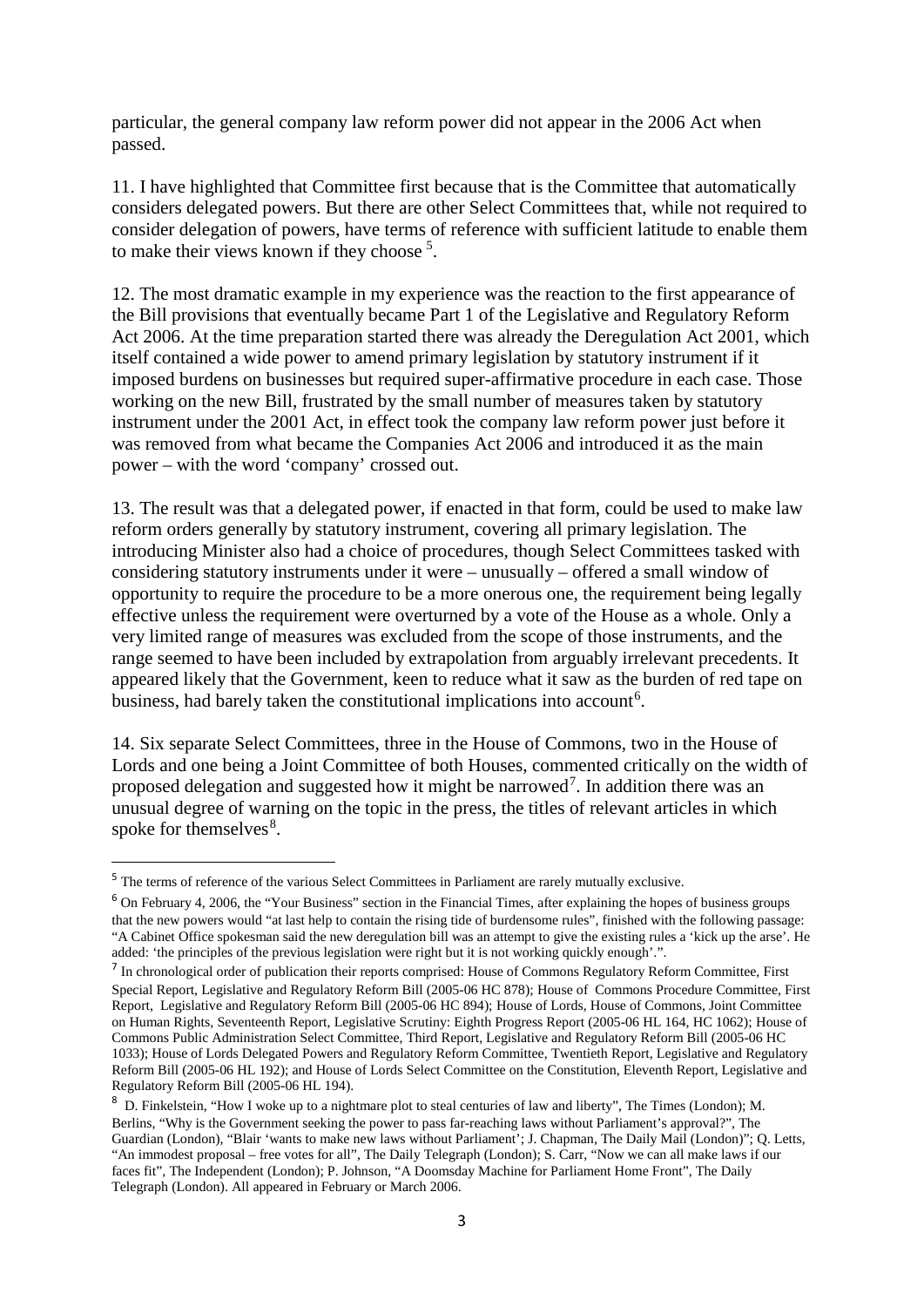particular, the general company law reform power did not appear in the 2006 Act when passed.

11. I have highlighted that Committee first because that is the Committee that automatically considers delegated powers. But there are other Select Committees that, while not required to consider delegation of powers, have terms of reference with sufficient latitude to enable them to make their views known if they choose [5].

12. The most dramatic example in my experience was the reaction to the first appearance of the Bill provisions that eventually became Part 1 of the Legislative and Regulatory Reform Act 2006. At the time preparation started there was already the Deregulation Act 2001, which itself contained a wide power to amend primary legislation by statutory instrument if it imposed burdens on businesses but required super-affirmative procedure in each case. Those working on the new Bill, frustrated by the small number of measures taken by statutory instrument under the 2001 Act, in effect took the company law reform power just before it was removed from what became the Companies Act 2006 and introduced it as the main power – with the word 'company' crossed out.

13. The result was that a delegated power, if enacted in that form, could be used to make law reform orders generally by statutory instrument, covering all primary legislation. The introducing Minister also had a choice of procedures, though Select Committees tasked with considering statutory instruments under it were – unusually – offered a small window of opportunity to require the procedure to be a more onerous one, the requirement being legally effective unless the requirement were overturned by a vote of the House as a whole. Only a very limited range of measures was excluded from the scope of those instruments, and the range seemed to have been included by extrapolation from arguably irrelevant precedents. It appeared likely that the Government, keen to reduce what it saw as the burden of red tape on business, had barely taken the constitutional implications into account[6].

14. Six separate Select Committees, three in the House of Commons, two in the House of Lords and one being a Joint Committee of both Houses, commented critically on the width of proposed delegation and suggested how it might be narrowed[7]. In addition there was an unusual degree of warning on the topic in the press, the titles of relevant articles in which spoke for themselves[8].

---

[5] The terms of reference of the various Select Committees in Parliament are rarely mutually exclusive.

[6] On February 4, 2006, the "Your Business" section in the Financial Times, after explaining the hopes of business groups that the new powers would "at last help to contain the rising tide of burdensome rules", finished with the following passage: "A Cabinet Office spokesman said the new deregulation bill was an attempt to give the existing rules a 'kick up the arse'. He added: 'the principles of the previous legislation were right but it is not working quickly enough'.".

[7] In chronological order of publication their reports comprised: House of Commons Regulatory Reform Committee, First Special Report, Legislative and Regulatory Reform Bill (2005-06 HC 878); House of Commons Procedure Committee, First Report, Legislative and Regulatory Reform Bill (2005-06 HC 894); House of Lords, House of Commons, Joint Committee on Human Rights, Seventeenth Report, Legislative Scrutiny: Eighth Progress Report (2005-06 HL 164, HC 1062); House of Commons Public Administration Select Committee, Third Report, Legislative and Regulatory Reform Bill (2005-06 HC 1033); House of Lords Delegated Powers and Regulatory Reform Committee, Twentieth Report, Legislative and Regulatory Reform Bill (2005-06 HL 192); and House of Lords Select Committee on the Constitution, Eleventh Report, Legislative and Regulatory Reform Bill (2005-06 HL 194).

[8] D. Finkelstein, "How I woke up to a nightmare plot to steal centuries of law and liberty", The Times (London); M. Berlins, "Why is the Government seeking the power to pass far-reaching laws without Parliament's approval?", The Guardian (London), "Blair 'wants to make new laws without Parliament'; J. Chapman, The Daily Mail (London)"; Q. Letts, "An immodest proposal – free votes for all", The Daily Telegraph (London); S. Carr, "Now we can all make laws if our faces fit", The Independent (London); P. Johnson, "A Doomsday Machine for Parliament Home Front", The Daily Telegraph (London). All appeared in February or March 2006.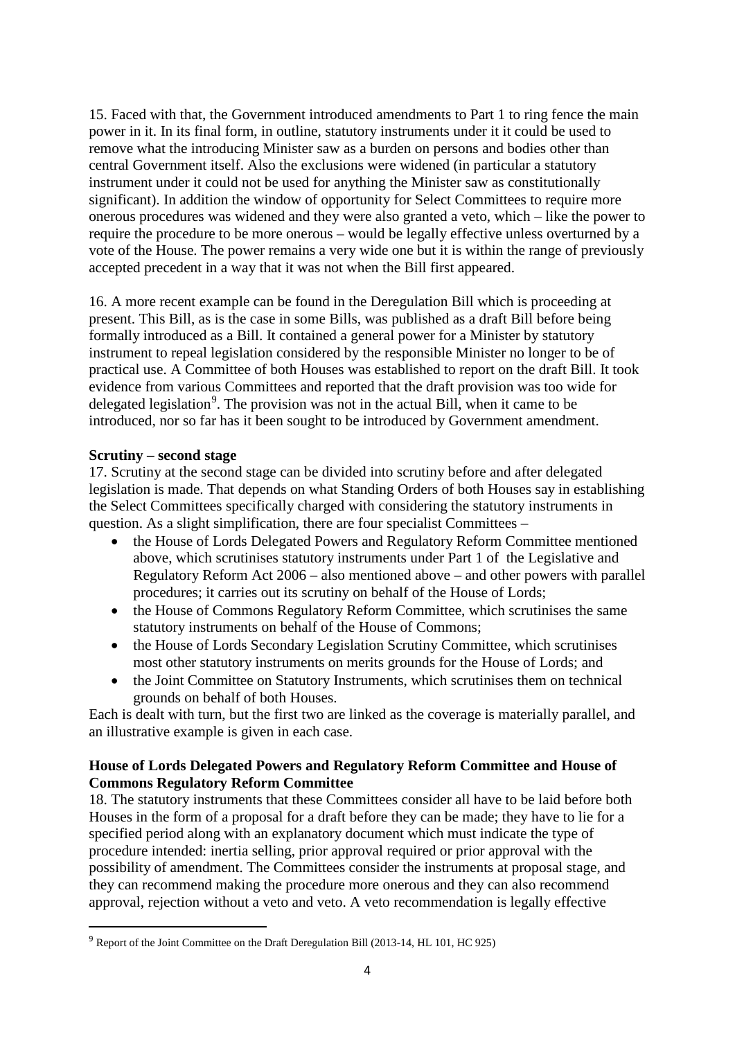15. Faced with that, the Government introduced amendments to Part 1 to ring fence the main power in it. In its final form, in outline, statutory instruments under it it could be used to remove what the introducing Minister saw as a burden on persons and bodies other than central Government itself. Also the exclusions were widened (in particular a statutory instrument under it could not be used for anything the Minister saw as constitutionally significant). In addition the window of opportunity for Select Committees to require more onerous procedures was widened and they were also granted a veto, which – like the power to require the procedure to be more onerous – would be legally effective unless overturned by a vote of the House. The power remains a very wide one but it is within the range of previously accepted precedent in a way that it was not when the Bill first appeared.

16. A more recent example can be found in the Deregulation Bill which is proceeding at present. This Bill, as is the case in some Bills, was published as a draft Bill before being formally introduced as a Bill. It contained a general power for a Minister by statutory instrument to repeal legislation considered by the responsible Minister no longer to be of practical use. A Committee of both Houses was established to report on the draft Bill. It took evidence from various Committees and reported that the draft provision was too wide for delegated legislation[9]. The provision was not in the actual Bill, when it came to be introduced, nor so far has it been sought to be introduced by Government amendment.

**Scrutiny – second stage**

17. Scrutiny at the second stage can be divided into scrutiny before and after delegated legislation is made. That depends on what Standing Orders of both Houses say in establishing the Select Committees specifically charged with considering the statutory instruments in question. As a slight simplification, there are four specialist Committees –

- the House of Lords Delegated Powers and Regulatory Reform Committee mentioned above, which scrutinises statutory instruments under Part 1 of the Legislative and Regulatory Reform Act 2006 – also mentioned above – and other powers with parallel procedures; it carries out its scrutiny on behalf of the House of Lords;
- the House of Commons Regulatory Reform Committee, which scrutinises the same statutory instruments on behalf of the House of Commons;
- the House of Lords Secondary Legislation Scrutiny Committee, which scrutinises most other statutory instruments on merits grounds for the House of Lords; and
- the Joint Committee on Statutory Instruments, which scrutinises them on technical grounds on behalf of both Houses.

Each is dealt with turn, but the first two are linked as the coverage is materially parallel, and an illustrative example is given in each case.

**House of Lords Delegated Powers and Regulatory Reform Committee and House of Commons Regulatory Reform Committee**

18. The statutory instruments that these Committees consider all have to be laid before both Houses in the form of a proposal for a draft before they can be made; they have to lie for a specified period along with an explanatory document which must indicate the type of procedure intended: inertia selling, prior approval required or prior approval with the possibility of amendment. The Committees consider the instruments at proposal stage, and they can recommend making the procedure more onerous and they can also recommend approval, rejection without a veto and veto. A veto recommendation is legally effective

[9] Report of the Joint Committee on the Draft Deregulation Bill (2013-14, HL 101, HC 925)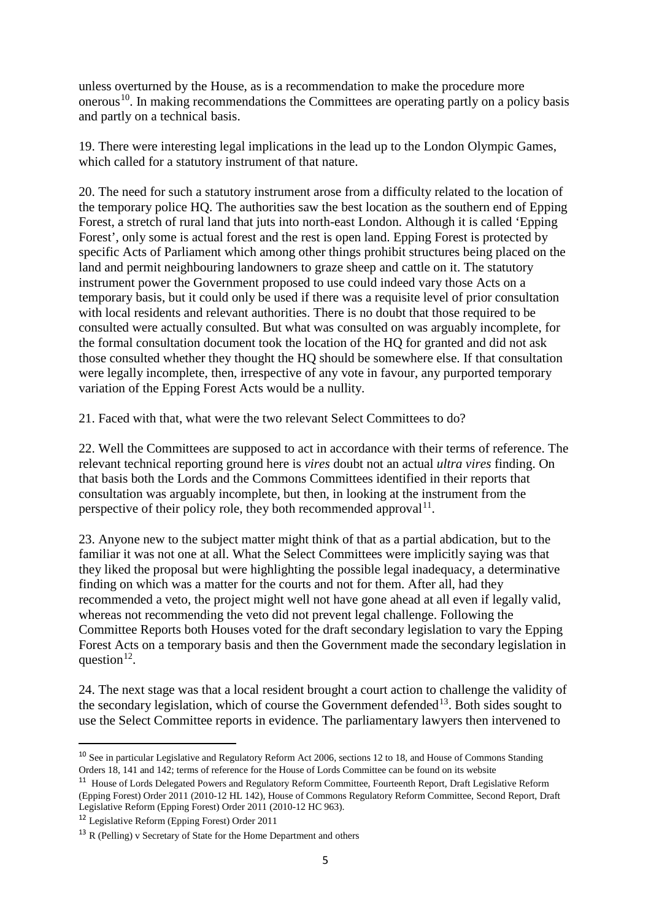unless overturned by the House, as is a recommendation to make the procedure more onerous[10]. In making recommendations the Committees are operating partly on a policy basis and partly on a technical basis.

19. There were interesting legal implications in the lead up to the London Olympic Games, which called for a statutory instrument of that nature.

20. The need for such a statutory instrument arose from a difficulty related to the location of the temporary police HQ. The authorities saw the best location as the southern end of Epping Forest, a stretch of rural land that juts into north-east London. Although it is called 'Epping Forest', only some is actual forest and the rest is open land. Epping Forest is protected by specific Acts of Parliament which among other things prohibit structures being placed on the land and permit neighbouring landowners to graze sheep and cattle on it. The statutory instrument power the Government proposed to use could indeed vary those Acts on a temporary basis, but it could only be used if there was a requisite level of prior consultation with local residents and relevant authorities. There is no doubt that those required to be consulted were actually consulted. But what was consulted on was arguably incomplete, for the formal consultation document took the location of the HQ for granted and did not ask those consulted whether they thought the HQ should be somewhere else. If that consultation were legally incomplete, then, irrespective of any vote in favour, any purported temporary variation of the Epping Forest Acts would be a nullity.

21. Faced with that, what were the two relevant Select Committees to do?

22. Well the Committees are supposed to act in accordance with their terms of reference. The relevant technical reporting ground here is *vires* doubt not an actual *ultra vires* finding. On that basis both the Lords and the Commons Committees identified in their reports that consultation was arguably incomplete, but then, in looking at the instrument from the perspective of their policy role, they both recommended approval[11].

23. Anyone new to the subject matter might think of that as a partial abdication, but to the familiar it was not one at all. What the Select Committees were implicitly saying was that they liked the proposal but were highlighting the possible legal inadequacy, a determinative finding on which was a matter for the courts and not for them. After all, had they recommended a veto, the project might well not have gone ahead at all even if legally valid, whereas not recommending the veto did not prevent legal challenge. Following the Committee Reports both Houses voted for the draft secondary legislation to vary the Epping Forest Acts on a temporary basis and then the Government made the secondary legislation in question[12].

24. The next stage was that a local resident brought a court action to challenge the validity of the secondary legislation, which of course the Government defended[13]. Both sides sought to use the Select Committee reports in evidence. The parliamentary lawyers then intervened to

---

[10] See in particular Legislative and Regulatory Reform Act 2006, sections 12 to 18, and House of Commons Standing Orders 18, 141 and 142; terms of reference for the House of Lords Committee can be found on its website

[11] House of Lords Delegated Powers and Regulatory Reform Committee, Fourteenth Report, Draft Legislative Reform (Epping Forest) Order 2011 (2010-12 HL 142), House of Commons Regulatory Reform Committee, Second Report, Draft Legislative Reform (Epping Forest) Order 2011 (2010-12 HC 963).

[12] Legislative Reform (Epping Forest) Order 2011

[13] R (Pelling) v Secretary of State for the Home Department and others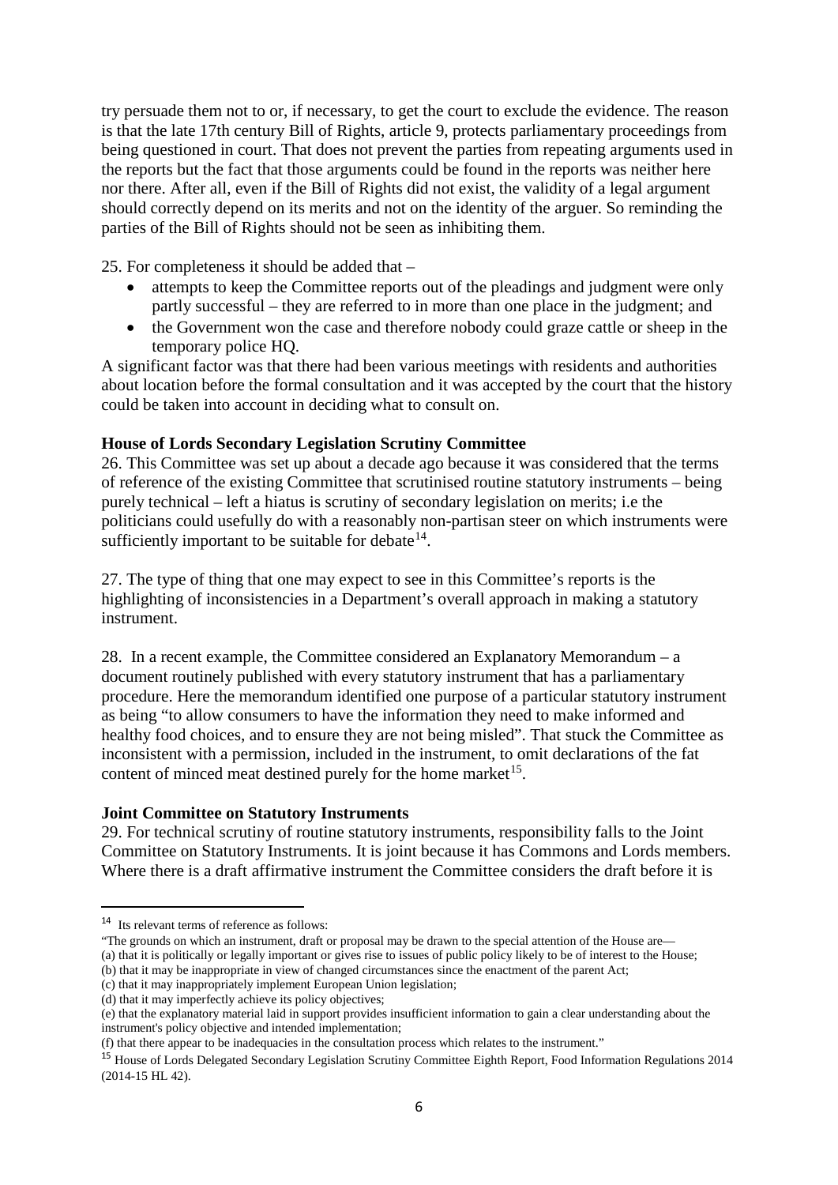try persuade them not to or, if necessary, to get the court to exclude the evidence. The reason is that the late 17th century Bill of Rights, article 9, protects parliamentary proceedings from being questioned in court. That does not prevent the parties from repeating arguments used in the reports but the fact that those arguments could be found in the reports was neither here nor there. After all, even if the Bill of Rights did not exist, the validity of a legal argument should correctly depend on its merits and not on the identity of the arguer. So reminding the parties of the Bill of Rights should not be seen as inhibiting them.

25. For completeness it should be added that –

- attempts to keep the Committee reports out of the pleadings and judgment were only partly successful – they are referred to in more than one place in the judgment; and
- the Government won the case and therefore nobody could graze cattle or sheep in the temporary police HQ.

A significant factor was that there had been various meetings with residents and authorities about location before the formal consultation and it was accepted by the court that the history could be taken into account in deciding what to consult on.

**House of Lords Secondary Legislation Scrutiny Committee**

26. This Committee was set up about a decade ago because it was considered that the terms of reference of the existing Committee that scrutinised routine statutory instruments – being purely technical – left a hiatus is scrutiny of secondary legislation on merits; i.e the politicians could usefully do with a reasonably non-partisan steer on which instruments were sufficiently important to be suitable for debate[14].

27. The type of thing that one may expect to see in this Committee's reports is the highlighting of inconsistencies in a Department's overall approach in making a statutory instrument.

28. In a recent example, the Committee considered an Explanatory Memorandum – a document routinely published with every statutory instrument that has a parliamentary procedure. Here the memorandum identified one purpose of a particular statutory instrument as being "to allow consumers to have the information they need to make informed and healthy food choices, and to ensure they are not being misled". That stuck the Committee as inconsistent with a permission, included in the instrument, to omit declarations of the fat content of minced meat destined purely for the home market[15].

**Joint Committee on Statutory Instruments**

29. For technical scrutiny of routine statutory instruments, responsibility falls to the Joint Committee on Statutory Instruments. It is joint because it has Commons and Lords members. Where there is a draft affirmative instrument the Committee considers the draft before it is

---

[14] Its relevant terms of reference as follows:

"The grounds on which an instrument, draft or proposal may be drawn to the special attention of the House are—

(a) that it is politically or legally important or gives rise to issues of public policy likely to be of interest to the House;

(b) that it may be inappropriate in view of changed circumstances since the enactment of the parent Act;

(c) that it may inappropriately implement European Union legislation;

(d) that it may imperfectly achieve its policy objectives;

(e) that the explanatory material laid in support provides insufficient information to gain a clear understanding about the instrument's policy objective and intended implementation;

(f) that there appear to be inadequacies in the consultation process which relates to the instrument."

[15] House of Lords Delegated Secondary Legislation Scrutiny Committee Eighth Report, Food Information Regulations 2014 (2014-15 HL 42).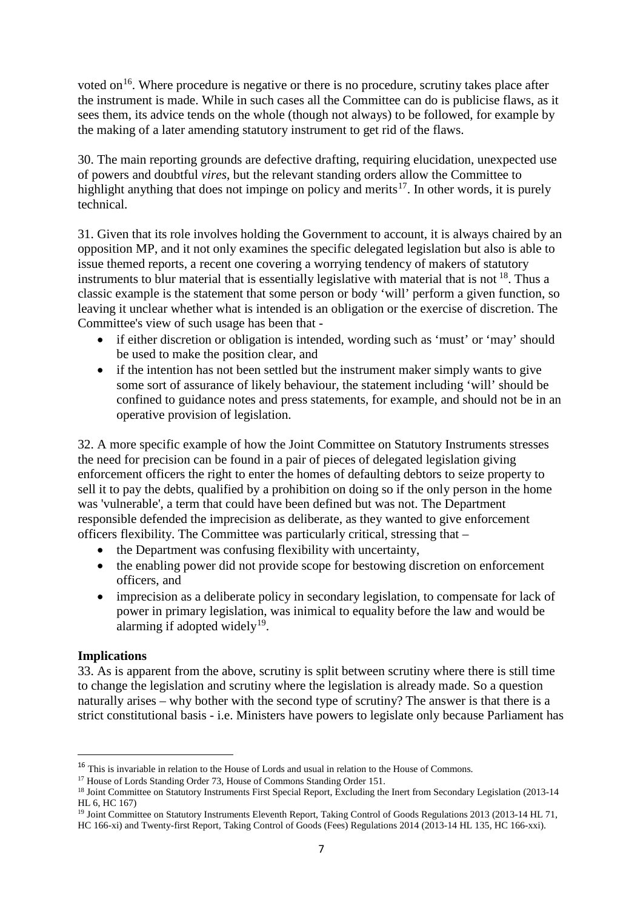voted on[16]. Where procedure is negative or there is no procedure, scrutiny takes place after the instrument is made. While in such cases all the Committee can do is publicise flaws, as it sees them, its advice tends on the whole (though not always) to be followed, for example by the making of a later amending statutory instrument to get rid of the flaws.

30. The main reporting grounds are defective drafting, requiring elucidation, unexpected use of powers and doubtful *vires*, but the relevant standing orders allow the Committee to highlight anything that does not impinge on policy and merits[17]. In other words, it is purely technical.

31. Given that its role involves holding the Government to account, it is always chaired by an opposition MP, and it not only examines the specific delegated legislation but also is able to issue themed reports, a recent one covering a worrying tendency of makers of statutory instruments to blur material that is essentially legislative with material that is not [18]. Thus a classic example is the statement that some person or body 'will' perform a given function, so leaving it unclear whether what is intended is an obligation or the exercise of discretion. The Committee's view of such usage has been that -

- if either discretion or obligation is intended, wording such as 'must' or 'may' should be used to make the position clear, and
- if the intention has not been settled but the instrument maker simply wants to give some sort of assurance of likely behaviour, the statement including 'will' should be confined to guidance notes and press statements, for example, and should not be in an operative provision of legislation.

32. A more specific example of how the Joint Committee on Statutory Instruments stresses the need for precision can be found in a pair of pieces of delegated legislation giving enforcement officers the right to enter the homes of defaulting debtors to seize property to sell it to pay the debts, qualified by a prohibition on doing so if the only person in the home was 'vulnerable', a term that could have been defined but was not. The Department responsible defended the imprecision as deliberate, as they wanted to give enforcement officers flexibility. The Committee was particularly critical, stressing that –

- the Department was confusing flexibility with uncertainty,
- the enabling power did not provide scope for bestowing discretion on enforcement officers, and
- imprecision as a deliberate policy in secondary legislation, to compensate for lack of power in primary legislation, was inimical to equality before the law and would be alarming if adopted widely[19].

**Implications**

33. As is apparent from the above, scrutiny is split between scrutiny where there is still time to change the legislation and scrutiny where the legislation is already made. So a question naturally arises – why bother with the second type of scrutiny? The answer is that there is a strict constitutional basis - i.e. Ministers have powers to legislate only because Parliament has

---

[16] This is invariable in relation to the House of Lords and usual in relation to the House of Commons.

[17] House of Lords Standing Order 73, House of Commons Standing Order 151.

[18] Joint Committee on Statutory Instruments First Special Report, Excluding the Inert from Secondary Legislation (2013-14 HL 6, HC 167)

[19] Joint Committee on Statutory Instruments Eleventh Report, Taking Control of Goods Regulations 2013 (2013-14 HL 71, HC 166-xi) and Twenty-first Report, Taking Control of Goods (Fees) Regulations 2014 (2013-14 HL 135, HC 166-xxi).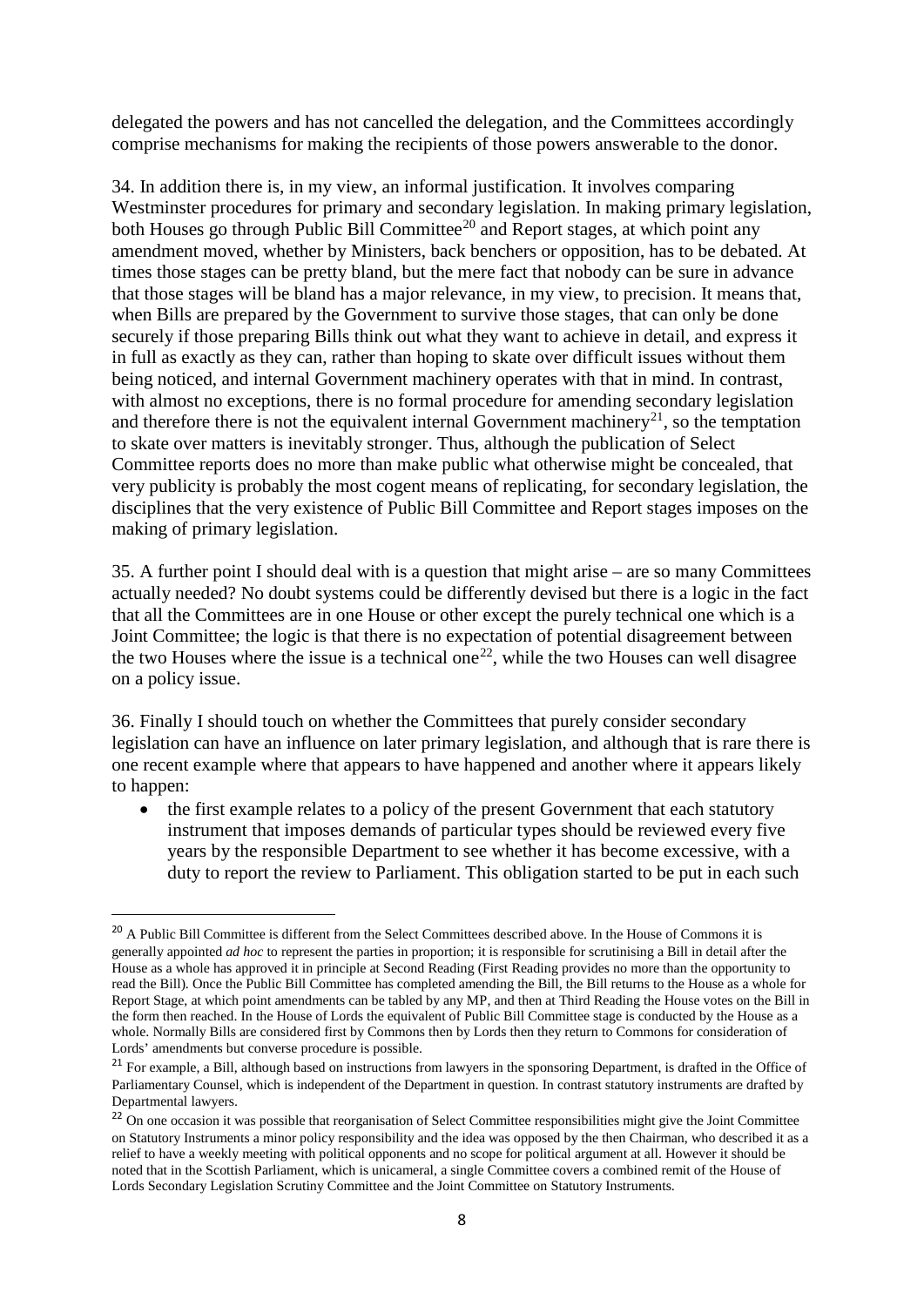delegated the powers and has not cancelled the delegation, and the Committees accordingly comprise mechanisms for making the recipients of those powers answerable to the donor.

34. In addition there is, in my view, an informal justification. It involves comparing Westminster procedures for primary and secondary legislation. In making primary legislation, both Houses go through Public Bill Committee[20] and Report stages, at which point any amendment moved, whether by Ministers, back benchers or opposition, has to be debated. At times those stages can be pretty bland, but the mere fact that nobody can be sure in advance that those stages will be bland has a major relevance, in my view, to precision. It means that, when Bills are prepared by the Government to survive those stages, that can only be done securely if those preparing Bills think out what they want to achieve in detail, and express it in full as exactly as they can, rather than hoping to skate over difficult issues without them being noticed, and internal Government machinery operates with that in mind. In contrast, with almost no exceptions, there is no formal procedure for amending secondary legislation and therefore there is not the equivalent internal Government machinery[21], so the temptation to skate over matters is inevitably stronger. Thus, although the publication of Select Committee reports does no more than make public what otherwise might be concealed, that very publicity is probably the most cogent means of replicating, for secondary legislation, the disciplines that the very existence of Public Bill Committee and Report stages imposes on the making of primary legislation.

35. A further point I should deal with is a question that might arise – are so many Committees actually needed? No doubt systems could be differently devised but there is a logic in the fact that all the Committees are in one House or other except the purely technical one which is a Joint Committee; the logic is that there is no expectation of potential disagreement between the two Houses where the issue is a technical one[22], while the two Houses can well disagree on a policy issue.

36. Finally I should touch on whether the Committees that purely consider secondary legislation can have an influence on later primary legislation, and although that is rare there is one recent example where that appears to have happened and another where it appears likely to happen:

- the first example relates to a policy of the present Government that each statutory instrument that imposes demands of particular types should be reviewed every five years by the responsible Department to see whether it has become excessive, with a duty to report the review to Parliament. This obligation started to be put in each such

---

[20] A Public Bill Committee is different from the Select Committees described above. In the House of Commons it is generally appointed *ad hoc* to represent the parties in proportion; it is responsible for scrutinising a Bill in detail after the House as a whole has approved it in principle at Second Reading (First Reading provides no more than the opportunity to read the Bill). Once the Public Bill Committee has completed amending the Bill, the Bill returns to the House as a whole for Report Stage, at which point amendments can be tabled by any MP, and then at Third Reading the House votes on the Bill in the form then reached. In the House of Lords the equivalent of Public Bill Committee stage is conducted by the House as a whole. Normally Bills are considered first by Commons then by Lords then they return to Commons for consideration of Lords' amendments but converse procedure is possible.

[21] For example, a Bill, although based on instructions from lawyers in the sponsoring Department, is drafted in the Office of Parliamentary Counsel, which is independent of the Department in question. In contrast statutory instruments are drafted by Departmental lawyers.

[22] On one occasion it was possible that reorganisation of Select Committee responsibilities might give the Joint Committee on Statutory Instruments a minor policy responsibility and the idea was opposed by the then Chairman, who described it as a relief to have a weekly meeting with political opponents and no scope for political argument at all. However it should be noted that in the Scottish Parliament, which is unicameral, a single Committee covers a combined remit of the House of Lords Secondary Legislation Scrutiny Committee and the Joint Committee on Statutory Instruments.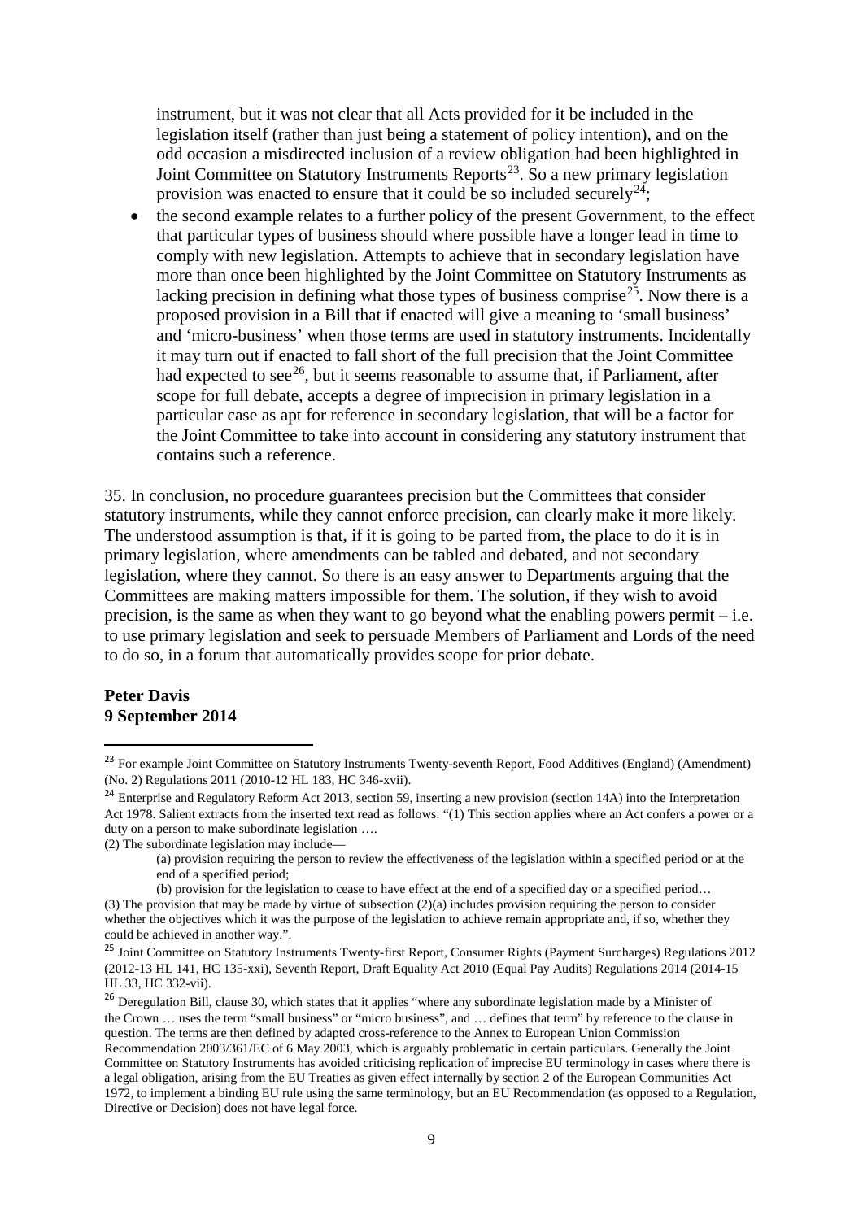instrument, but it was not clear that all Acts provided for it be included in the legislation itself (rather than just being a statement of policy intention), and on the odd occasion a misdirected inclusion of a review obligation had been highlighted in Joint Committee on Statutory Instruments Reports[23]. So a new primary legislation provision was enacted to ensure that it could be so included securely[24];

- the second example relates to a further policy of the present Government, to the effect that particular types of business should where possible have a longer lead in time to comply with new legislation. Attempts to achieve that in secondary legislation have more than once been highlighted by the Joint Committee on Statutory Instruments as lacking precision in defining what those types of business comprise[25]. Now there is a proposed provision in a Bill that if enacted will give a meaning to 'small business' and 'micro-business' when those terms are used in statutory instruments. Incidentally it may turn out if enacted to fall short of the full precision that the Joint Committee had expected to see[26], but it seems reasonable to assume that, if Parliament, after scope for full debate, accepts a degree of imprecision in primary legislation in a particular case as apt for reference in secondary legislation, that will be a factor for the Joint Committee to take into account in considering any statutory instrument that contains such a reference.

35. In conclusion, no procedure guarantees precision but the Committees that consider statutory instruments, while they cannot enforce precision, can clearly make it more likely. The understood assumption is that, if it is going to be parted from, the place to do it is in primary legislation, where amendments can be tabled and debated, and not secondary legislation, where they cannot. So there is an easy answer to Departments arguing that the Committees are making matters impossible for them. The solution, if they wish to avoid precision, is the same as when they want to go beyond what the enabling powers permit – i.e. to use primary legislation and seek to persuade Members of Parliament and Lords of the need to do so, in a forum that automatically provides scope for prior debate.

**Peter Davis**
**9 September 2014**

---

[23] For example Joint Committee on Statutory Instruments Twenty-seventh Report, Food Additives (England) (Amendment) (No. 2) Regulations 2011 (2010-12 HL 183, HC 346-xvii).

[24] Enterprise and Regulatory Reform Act 2013, section 59, inserting a new provision (section 14A) into the Interpretation Act 1978. Salient extracts from the inserted text read as follows: "(1) This section applies where an Act confers a power or a duty on a person to make subordinate legislation ….
(2) The subordinate legislation may include—

(a) provision requiring the person to review the effectiveness of the legislation within a specified period or at the end of a specified period;

(b) provision for the legislation to cease to have effect at the end of a specified day or a specified period…

(3) The provision that may be made by virtue of subsection (2)(a) includes provision requiring the person to consider whether the objectives which it was the purpose of the legislation to achieve remain appropriate and, if so, whether they could be achieved in another way.".

[25] Joint Committee on Statutory Instruments Twenty-first Report, Consumer Rights (Payment Surcharges) Regulations 2012 (2012-13 HL 141, HC 135-xxi), Seventh Report, Draft Equality Act 2010 (Equal Pay Audits) Regulations 2014 (2014-15 HL 33, HC 332-vii).

[26] Deregulation Bill, clause 30, which states that it applies "where any subordinate legislation made by a Minister of the Crown … uses the term "small business" or "micro business", and … defines that term" by reference to the clause in question. The terms are then defined by adapted cross-reference to the Annex to European Union Commission Recommendation 2003/361/EC of 6 May 2003, which is arguably problematic in certain particulars. Generally the Joint Committee on Statutory Instruments has avoided criticising replication of imprecise EU terminology in cases where there is a legal obligation, arising from the EU Treaties as given effect internally by section 2 of the European Communities Act 1972, to implement a binding EU rule using the same terminology, but an EU Recommendation (as opposed to a Regulation, Directive or Decision) does not have legal force.